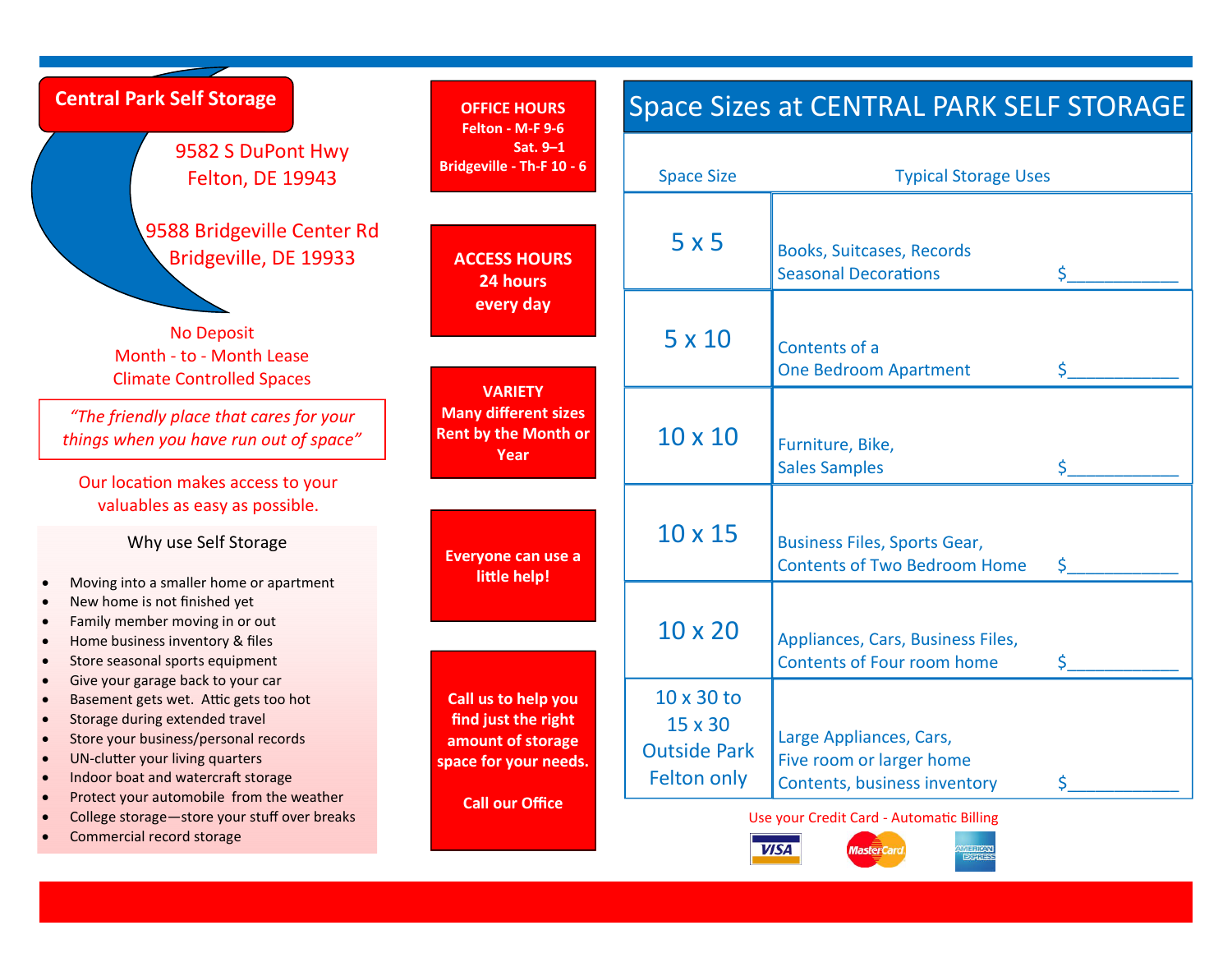# Central Park Self Storage

9582 S DuPont Hwy
Felton, DE 19943

9588 Bridgeville Center Rd
Bridgeville, DE 19933

No Deposit
Month - to - Month Lease
Climate Controlled Spaces

*"The friendly place that cares for your things when you have run out of space"*

Our location makes access to your valuables as easy as possible.

### Why use Self Storage

- Moving into a smaller home or apartment
- New home is not finished yet
- Family member moving in or out
- Home business inventory & files
- Store seasonal sports equipment
- Give your garage back to your car
- Basement gets wet. Attic gets too hot
- Storage during extended travel
- Store your business/personal records
- UN-clutter your living quarters
- Indoor boat and watercraft storage
- Protect your automobile from the weather
- College storage—store your stuff over breaks
- Commercial record storage

**OFFICE HOURS**
**Felton - M-F 9-6**
**Sat. 9–1**
**Bridgeville - Th-F 10 - 6**

**ACCESS HOURS**
**24 hours**
**every day**

**VARIETY**
**Many different sizes**
**Rent by the Month or Year**

**Everyone can use a little help!**

**Call us to help you find just the right amount of storage space for your needs.**

**Call our Office**

## Space Sizes at CENTRAL PARK SELF STORAGE

| Space Size | Typical Storage Uses | |
|---|---|---|
| 5 x 5 | Books, Suitcases, Records<br>Seasonal Decorations | $___________ |
| 5 x 10 | Contents of a<br>One Bedroom Apartment | $___________ |
| 10 x 10 | Furniture, Bike,<br>Sales Samples | $___________ |
| 10 x 15 | Business Files, Sports Gear,<br>Contents of Two Bedroom Home | $___________ |
| 10 x 20 | Appliances, Cars, Business Files,<br>Contents of Four room home | $___________ |
| 10 x 30 to 15 x 30<br>Outside Park<br>Felton only | Large Appliances, Cars,<br>Five room or larger home<br>Contents, business inventory | $___________ |

Use your Credit Card - Automatic Billing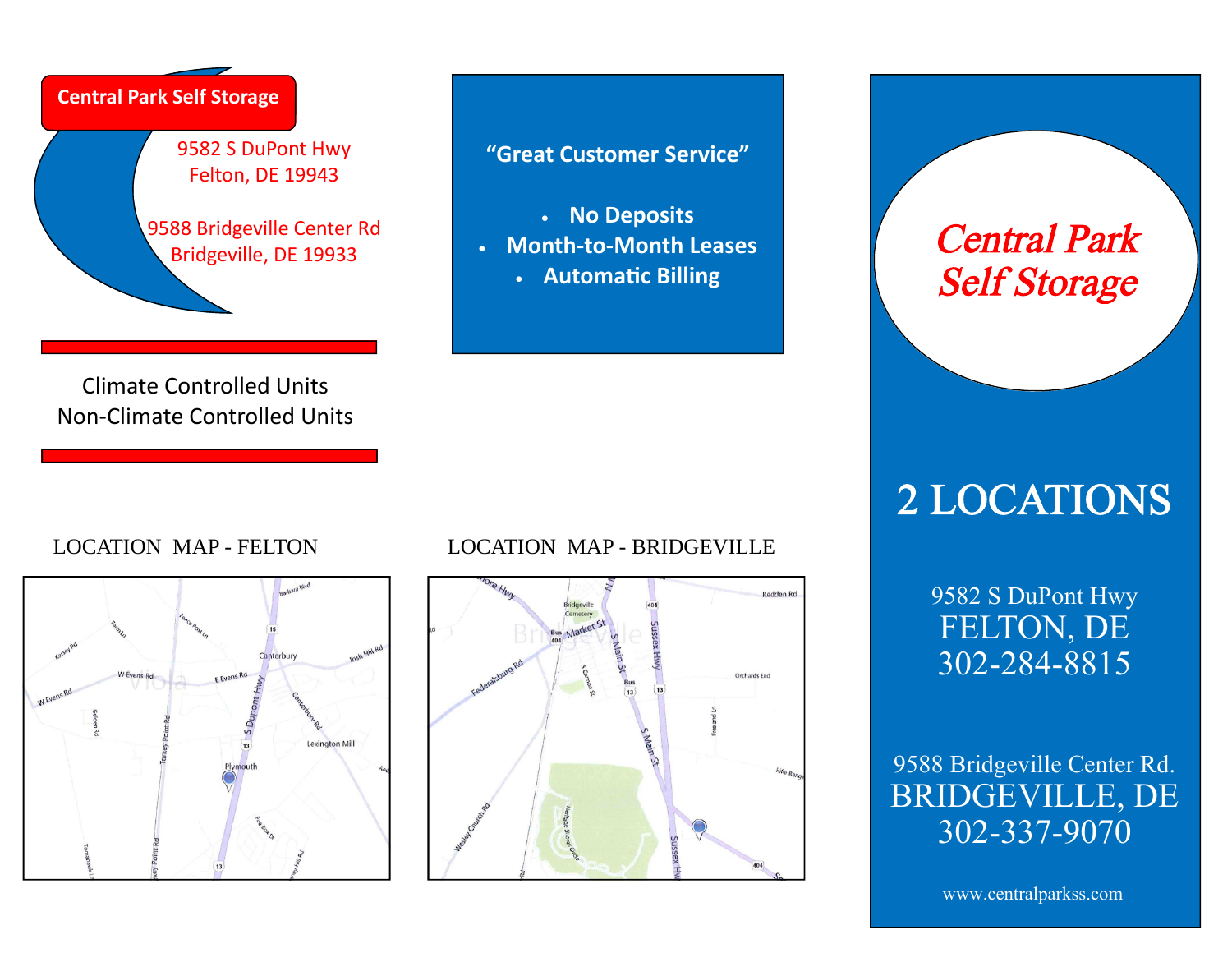**Central Park Self Storage**

9582 S DuPont Hwy
Felton, DE 19943

9588 Bridgeville Center Rd
Bridgeville, DE 19933

Climate Controlled Units
Non-Climate Controlled Units

**"Great Customer Service"**

- **No Deposits**
- **Month-to-Month Leases**
- **Automatic Billing**

LOCATION MAP - FELTON

LOCATION MAP - BRIDGEVILLE

# *Central Park Self Storage*

## 2 LOCATIONS

9582 S DuPont Hwy
FELTON, DE
302-284-8815

9588 Bridgeville Center Rd.
BRIDGEVILLE, DE
302-337-9070

www.centralparkss.com